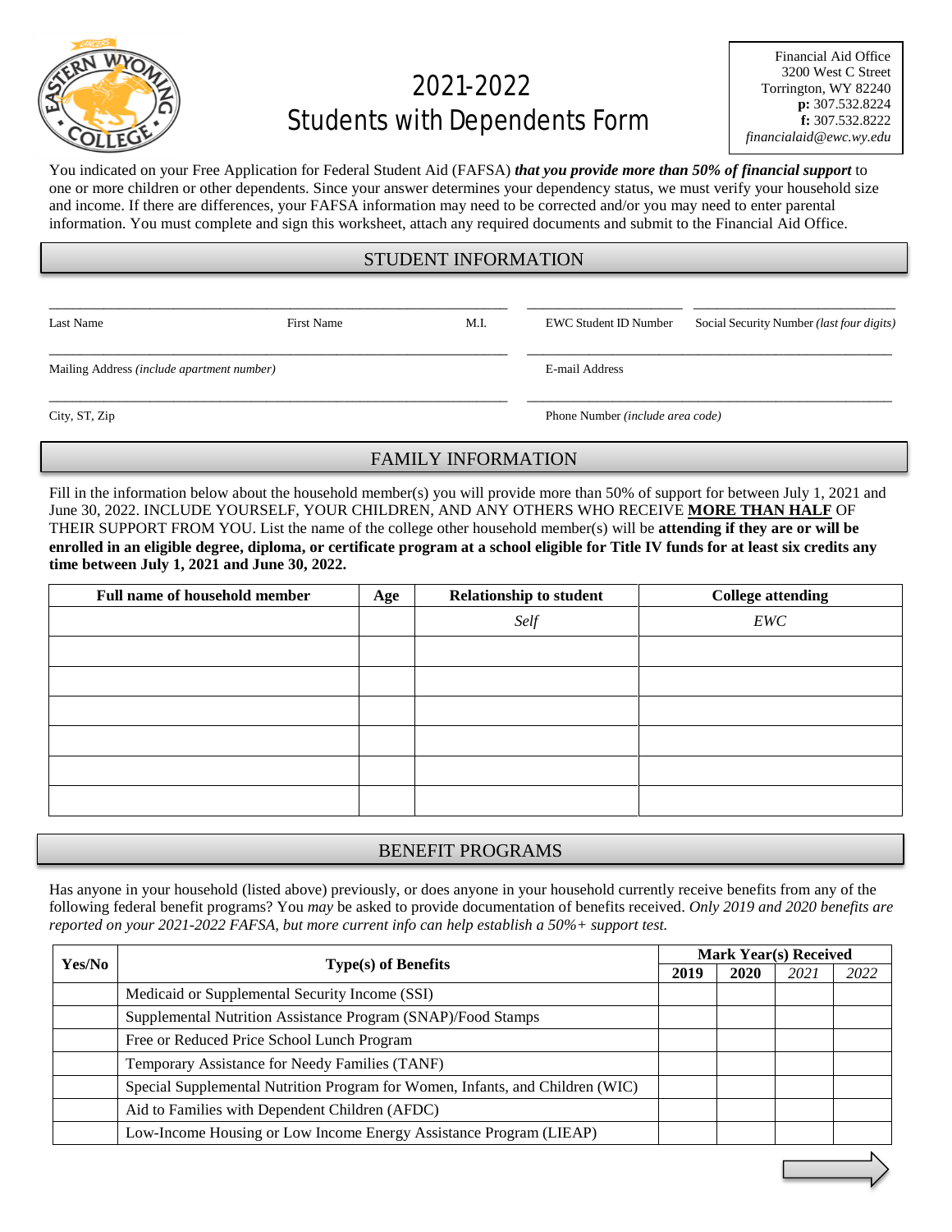# 2021-2022 Students with Dependents Form

Financial Aid Office
3200 West C Street
Torrington, WY 82240
**p:** 307.532.8224
**f:** 307.532.8222
*financialaid@ewc.wy.edu*

You indicated on your Free Application for Federal Student Aid (FAFSA) ***that you provide more than 50% of financial support*** to one or more children or other dependents. Since your answer determines your dependency status, we must verify your household size and income. If there are differences, your FAFSA information may need to be corrected and/or you may need to enter parental information. You must complete and sign this worksheet, attach any required documents and submit to the Financial Aid Office.

## STUDENT INFORMATION

Last Name ____ First Name ____ M.I. ____ EWC Student ID Number ____ Social Security Number *(last four digits)* ____

Mailing Address *(include apartment number)* ____ E-mail Address ____

City, ST, Zip ____ Phone Number *(include area code)* ____

## FAMILY INFORMATION

Fill in the information below about the household member(s) you will provide more than 50% of support for between July 1, 2021 and June 30, 2022. INCLUDE YOURSELF, YOUR CHILDREN, AND ANY OTHERS WHO RECEIVE **MORE THAN HALF** OF THEIR SUPPORT FROM YOU. List the name of the college other household member(s) will be **attending if they are or will be enrolled in an eligible degree, diploma, or certificate program at a school eligible for Title IV funds for at least six credits any time between July 1, 2021 and June 30, 2022.**

| Full name of household member | Age | Relationship to student | College attending |
|---|---|---|---|
| | | *Self* | *EWC* |
| | | | |
| | | | |
| | | | |
| | | | |
| | | | |
| | | | |

## BENEFIT PROGRAMS

Has anyone in your household (listed above) previously, or does anyone in your household currently receive benefits from any of the following federal benefit programs? You *may* be asked to provide documentation of benefits received. *Only 2019 and 2020 benefits are reported on your 2021-2022 FAFSA, but more current info can help establish a 50%+ support test.*

| Yes/No | Type(s) of Benefits | Mark Year(s) Received | | | |
|---|---|---|---|---|---|
| | | **2019** | **2020** | *2021* | *2022* |
| | Medicaid or Supplemental Security Income (SSI) | | | | |
| | Supplemental Nutrition Assistance Program (SNAP)/Food Stamps | | | | |
| | Free or Reduced Price School Lunch Program | | | | |
| | Temporary Assistance for Needy Families (TANF) | | | | |
| | Special Supplemental Nutrition Program for Women, Infants, and Children (WIC) | | | | |
| | Aid to Families with Dependent Children (AFDC) | | | | |
| | Low-Income Housing or Low Income Energy Assistance Program (LIEAP) | | | | |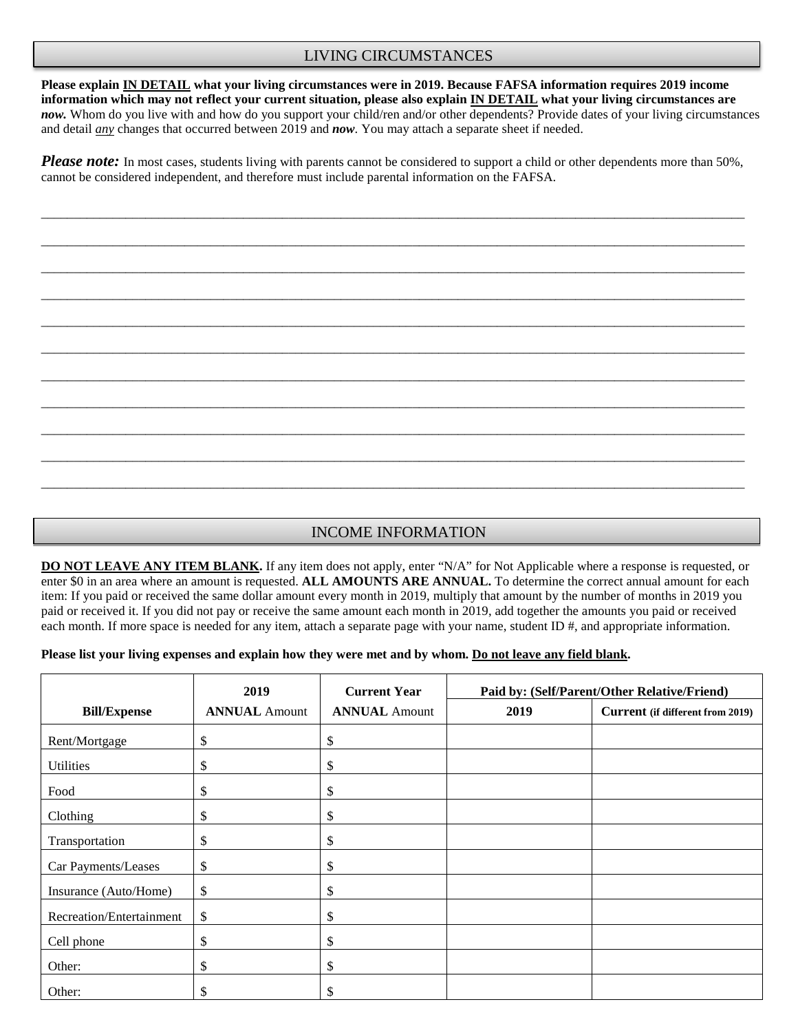## LIVING CIRCUMSTANCES

**Please explain <u>IN DETAIL</u> what your living circumstances were in 2019. Because FAFSA information requires 2019 income information which may not reflect your current situation, please also explain <u>IN DETAIL</u> what your living circumstances are *now.*** Whom do you live with and how do you support your child/ren and/or other dependents? Provide dates of your living circumstances and detail *<u>any</u>* changes that occurred between 2019 and ***now***. You may attach a separate sheet if needed.

***Please note:*** In most cases, students living with parents cannot be considered to support a child or other dependents more than 50%, cannot be considered independent, and therefore must include parental information on the FAFSA.

_______________________________________________________________________________________________

_______________________________________________________________________________________________

_______________________________________________________________________________________________

_______________________________________________________________________________________________

_______________________________________________________________________________________________

_______________________________________________________________________________________________

_______________________________________________________________________________________________

_______________________________________________________________________________________________

_______________________________________________________________________________________________

_______________________________________________________________________________________________

_______________________________________________________________________________________________

## INCOME INFORMATION

**<u>DO NOT LEAVE ANY ITEM BLANK.</u>** If any item does not apply, enter "N/A" for Not Applicable where a response is requested, or enter $0 in an area where an amount is requested. **ALL AMOUNTS ARE ANNUAL.** To determine the correct annual amount for each item: If you paid or received the same dollar amount every month in 2019, multiply that amount by the number of months in 2019 you paid or received it. If you did not pay or receive the same amount each month in 2019, add together the amounts you paid or received each month. If more space is needed for any item, attach a separate page with your name, student ID #, and appropriate information.

**Please list your living expenses and explain how they were met and by whom. <u>Do not leave any field blank</u>.**

| **Bill/Expense** | **2019** **ANNUAL** Amount | **Current Year** **ANNUAL** Amount | **Paid by: (Self/Parent/Other Relative/Friend)** | |
|---|---|---|---|---|
| | | | **2019** | **Current (if different from 2019)** |
| Rent/Mortgage | $ | $ | | |
| Utilities | $ | $ | | |
| Food | $ | $ | | |
| Clothing | $ | $ | | |
| Transportation | $ | $ | | |
| Car Payments/Leases | $ | $ | | |
| Insurance (Auto/Home) | $ | $ | | |
| Recreation/Entertainment | $ | $ | | |
| Cell phone | $ | $ | | |
| Other: | $ | $ | | |
| Other: | $ | $ | | |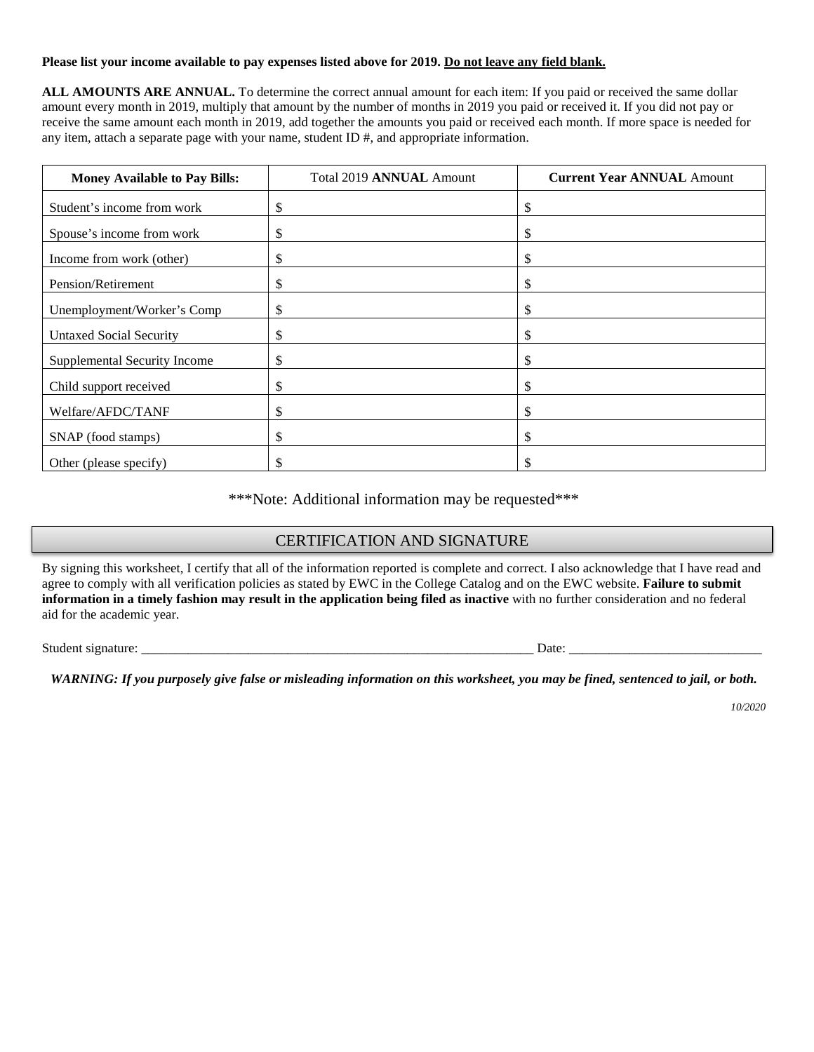**Please list your income available to pay expenses listed above for 2019. <u>Do not leave any field blank.</u>**

**ALL AMOUNTS ARE ANNUAL.** To determine the correct annual amount for each item: If you paid or received the same dollar amount every month in 2019, multiply that amount by the number of months in 2019 you paid or received it. If you did not pay or receive the same amount each month in 2019, add together the amounts you paid or received each month. If more space is needed for any item, attach a separate page with your name, student ID #, and appropriate information.

| **Money Available to Pay Bills:** | Total 2019 **ANNUAL** Amount | **Current Year ANNUAL** Amount |
|---|---|---|
| Student's income from work | $ | $ |
| Spouse's income from work | $ | $ |
| Income from work (other) | $ | $ |
| Pension/Retirement | $ | $ |
| Unemployment/Worker's Comp | $ | $ |
| Untaxed Social Security | $ | $ |
| Supplemental Security Income | $ | $ |
| Child support received | $ | $ |
| Welfare/AFDC/TANF | $ | $ |
| SNAP (food stamps) | $ | $ |
| Other (please specify) | $ | $ |

***Note: Additional information may be requested***

## CERTIFICATION AND SIGNATURE

By signing this worksheet, I certify that all of the information reported is complete and correct. I also acknowledge that I have read and agree to comply with all verification policies as stated by EWC in the College Catalog and on the EWC website. **Failure to submit information in a timely fashion may result in the application being filed as inactive** with no further consideration and no federal aid for the academic year.

Student signature: ____________________________________________________________ Date: ____________________________

***WARNING: If you purposely give false or misleading information on this worksheet, you may be fined, sentenced to jail, or both.***

*10/2020*